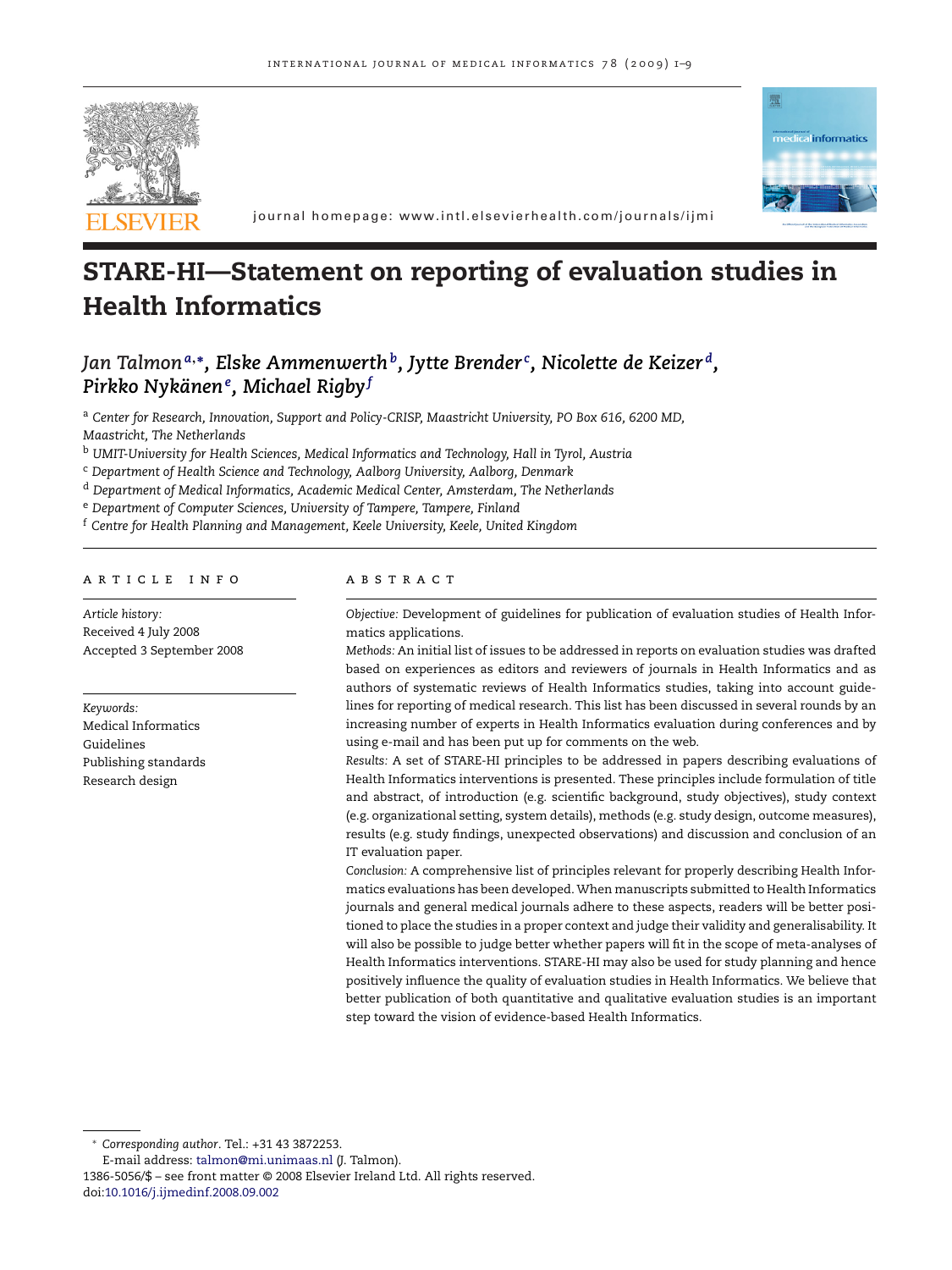# STARE-HI—Statement on reporting of evaluation studies in Health Informatics

*Jan Talmon*[a,*], *Elske Ammenwerth*[b], *Jytte Brender*[c], *Nicolette de Keizer*[d], *Pirkko Nykänen*[e], *Michael Rigby*[f]

[a] *Center for Research, Innovation, Support and Policy-CRISP, Maastricht University, PO Box 616, 6200 MD, Maastricht, The Netherlands*

[b] *UMIT-University for Health Sciences, Medical Informatics and Technology, Hall in Tyrol, Austria*

[c] *Department of Health Science and Technology, Aalborg University, Aalborg, Denmark*

[d] *Department of Medical Informatics, Academic Medical Center, Amsterdam, The Netherlands*

[e] *Department of Computer Sciences, University of Tampere, Tampere, Finland*

[f] *Centre for Health Planning and Management, Keele University, Keele, United Kingdom*

## ARTICLE INFO

*Article history:*
Received 4 July 2008
Accepted 3 September 2008

*Keywords:*
Medical Informatics
Guidelines
Publishing standards
Research design

## ABSTRACT

*Objective:* Development of guidelines for publication of evaluation studies of Health Informatics applications.

*Methods:* An initial list of issues to be addressed in reports on evaluation studies was drafted based on experiences as editors and reviewers of journals in Health Informatics and as authors of systematic reviews of Health Informatics studies, taking into account guidelines for reporting of medical research. This list has been discussed in several rounds by an increasing number of experts in Health Informatics evaluation during conferences and by using e-mail and has been put up for comments on the web.

*Results:* A set of STARE-HI principles to be addressed in papers describing evaluations of Health Informatics interventions is presented. These principles include formulation of title and abstract, of introduction (e.g. scientific background, study objectives), study context (e.g. organizational setting, system details), methods (e.g. study design, outcome measures), results (e.g. study findings, unexpected observations) and discussion and conclusion of an IT evaluation paper.

*Conclusion:* A comprehensive list of principles relevant for properly describing Health Informatics evaluations has been developed. When manuscripts submitted to Health Informatics journals and general medical journals adhere to these aspects, readers will be better positioned to place the studies in a proper context and judge their validity and generalisability. It will also be possible to judge better whether papers will fit in the scope of meta-analyses of Health Informatics interventions. STARE-HI may also be used for study planning and hence positively influence the quality of evaluation studies in Health Informatics. We believe that better publication of both quantitative and qualitative evaluation studies is an important step toward the vision of evidence-based Health Informatics.

* *Corresponding author*. Tel.: +31 43 3872253.
E-mail address: talmon@mi.unimaas.nl (J. Talmon).

1386-5056/$ – see front matter © 2008 Elsevier Ireland Ltd. All rights reserved.
doi:10.1016/j.ijmedinf.2008.09.002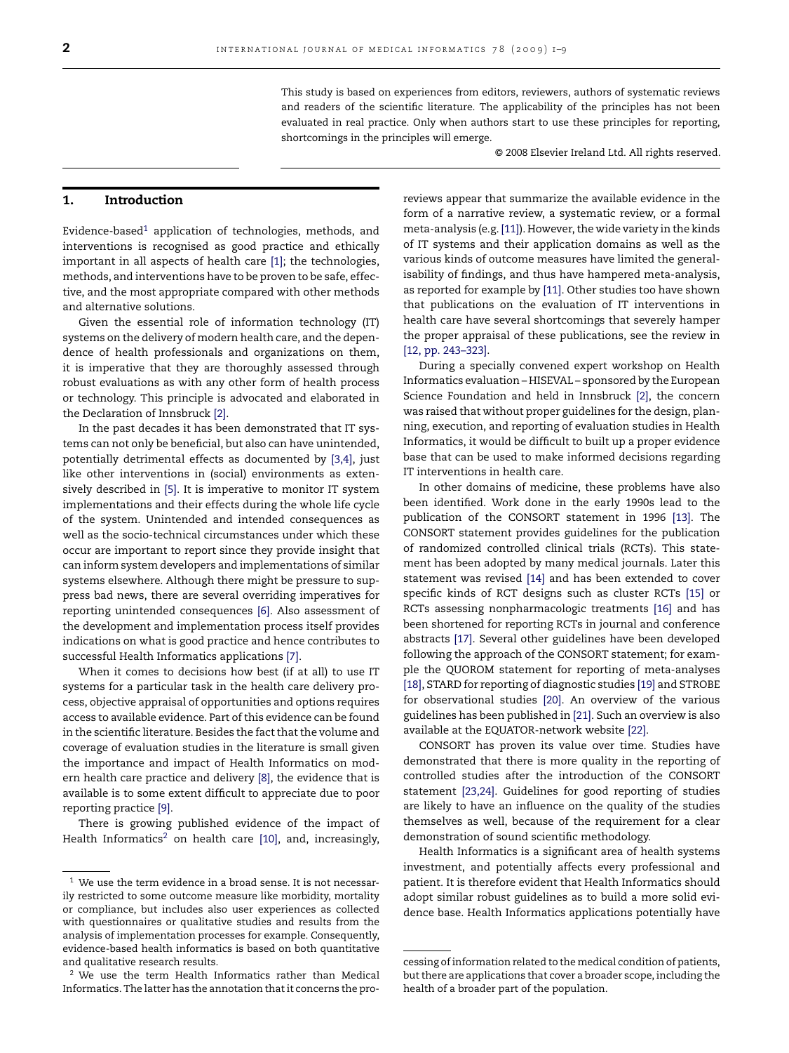This study is based on experiences from editors, reviewers, authors of systematic reviews and readers of the scientific literature. The applicability of the principles has not been evaluated in real practice. Only when authors start to use these principles for reporting, shortcomings in the principles will emerge.

© 2008 Elsevier Ireland Ltd. All rights reserved.

## 1. Introduction

Evidence-based[1] application of technologies, methods, and interventions is recognised as good practice and ethically important in all aspects of health care [1]; the technologies, methods, and interventions have to be proven to be safe, effective, and the most appropriate compared with other methods and alternative solutions.

Given the essential role of information technology (IT) systems on the delivery of modern health care, and the dependence of health professionals and organizations on them, it is imperative that they are thoroughly assessed through robust evaluations as with any other form of health process or technology. This principle is advocated and elaborated in the Declaration of Innsbruck [2].

In the past decades it has been demonstrated that IT systems can not only be beneficial, but also can have unintended, potentially detrimental effects as documented by [3,4], just like other interventions in (social) environments as extensively described in [5]. It is imperative to monitor IT system implementations and their effects during the whole life cycle of the system. Unintended and intended consequences as well as the socio-technical circumstances under which these occur are important to report since they provide insight that can inform system developers and implementations of similar systems elsewhere. Although there might be pressure to suppress bad news, there are several overriding imperatives for reporting unintended consequences [6]. Also assessment of the development and implementation process itself provides indications on what is good practice and hence contributes to successful Health Informatics applications [7].

When it comes to decisions how best (if at all) to use IT systems for a particular task in the health care delivery process, objective appraisal of opportunities and options requires access to available evidence. Part of this evidence can be found in the scientific literature. Besides the fact that the volume and coverage of evaluation studies in the literature is small given the importance and impact of Health Informatics on modern health care practice and delivery [8], the evidence that is available is to some extent difficult to appreciate due to poor reporting practice [9].

There is growing published evidence of the impact of Health Informatics[2] on health care [10], and, increasingly, reviews appear that summarize the available evidence in the form of a narrative review, a systematic review, or a formal meta-analysis (e.g. [11]). However, the wide variety in the kinds of IT systems and their application domains as well as the various kinds of outcome measures have limited the generalisability of findings, and thus have hampered meta-analysis, as reported for example by [11]. Other studies too have shown that publications on the evaluation of IT interventions in health care have several shortcomings that severely hamper the proper appraisal of these publications, see the review in [12, pp. 243–323].

During a specially convened expert workshop on Health Informatics evaluation – HISEVAL – sponsored by the European Science Foundation and held in Innsbruck [2], the concern was raised that without proper guidelines for the design, planning, execution, and reporting of evaluation studies in Health Informatics, it would be difficult to built up a proper evidence base that can be used to make informed decisions regarding IT interventions in health care.

In other domains of medicine, these problems have also been identified. Work done in the early 1990s lead to the publication of the CONSORT statement in 1996 [13]. The CONSORT statement provides guidelines for the publication of randomized controlled clinical trials (RCTs). This statement has been adopted by many medical journals. Later this statement was revised [14] and has been extended to cover specific kinds of RCT designs such as cluster RCTs [15] or RCTs assessing nonpharmacologic treatments [16] and has been shortened for reporting RCTs in journal and conference abstracts [17]. Several other guidelines have been developed following the approach of the CONSORT statement; for example the QUOROM statement for reporting of meta-analyses [18], STARD for reporting of diagnostic studies [19] and STROBE for observational studies [20]. An overview of the various guidelines has been published in [21]. Such an overview is also available at the EQUATOR-network website [22].

CONSORT has proven its value over time. Studies have demonstrated that there is more quality in the reporting of controlled studies after the introduction of the CONSORT statement [23,24]. Guidelines for good reporting of studies are likely to have an influence on the quality of the studies themselves as well, because of the requirement for a clear demonstration of sound scientific methodology.

Health Informatics is a significant area of health systems investment, and potentially affects every professional and patient. It is therefore evident that Health Informatics should adopt similar robust guidelines as to build a more solid evidence base. Health Informatics applications potentially have

---

[1] We use the term evidence in a broad sense. It is not necessarily restricted to some outcome measure like morbidity, mortality or compliance, but includes also user experiences as collected with questionnaires or qualitative studies and results from the analysis of implementation processes for example. Consequently, evidence-based health informatics is based on both quantitative and qualitative research results.

[2] We use the term Health Informatics rather than Medical Informatics. The latter has the annotation that it concerns the processing of information related to the medical condition of patients, but there are applications that cover a broader scope, including the health of a broader part of the population.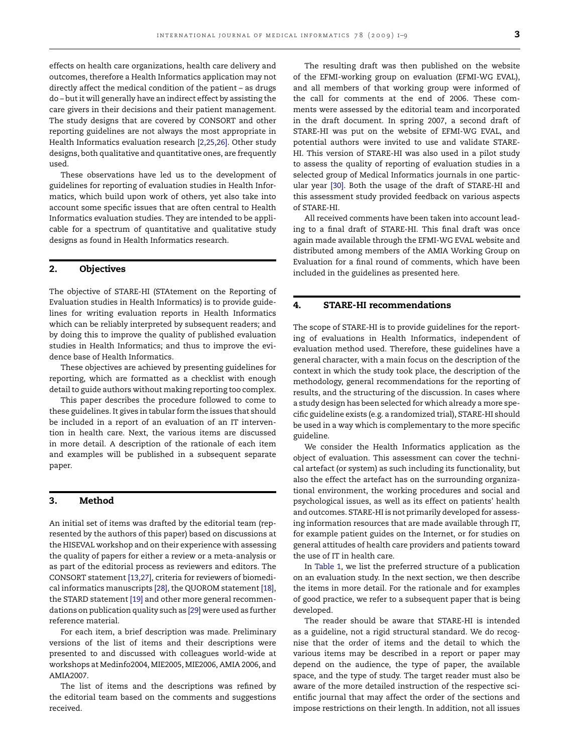effects on health care organizations, health care delivery and outcomes, therefore a Health Informatics application may not directly affect the medical condition of the patient – as drugs do – but it will generally have an indirect effect by assisting the care givers in their decisions and their patient management. The study designs that are covered by CONSORT and other reporting guidelines are not always the most appropriate in Health Informatics evaluation research [2,25,26]. Other study designs, both qualitative and quantitative ones, are frequently used.

These observations have led us to the development of guidelines for reporting of evaluation studies in Health Informatics, which build upon work of others, yet also take into account some specific issues that are often central to Health Informatics evaluation studies. They are intended to be applicable for a spectrum of quantitative and qualitative study designs as found in Health Informatics research.

## 2. Objectives

The objective of STARE-HI (STAtement on the Reporting of Evaluation studies in Health Informatics) is to provide guidelines for writing evaluation reports in Health Informatics which can be reliably interpreted by subsequent readers; and by doing this to improve the quality of published evaluation studies in Health Informatics; and thus to improve the evidence base of Health Informatics.

These objectives are achieved by presenting guidelines for reporting, which are formatted as a checklist with enough detail to guide authors without making reporting too complex.

This paper describes the procedure followed to come to these guidelines. It gives in tabular form the issues that should be included in a report of an evaluation of an IT intervention in health care. Next, the various items are discussed in more detail. A description of the rationale of each item and examples will be published in a subsequent separate paper.

## 3. Method

An initial set of items was drafted by the editorial team (represented by the authors of this paper) based on discussions at the HISEVAL workshop and on their experience with assessing the quality of papers for either a review or a meta-analysis or as part of the editorial process as reviewers and editors. The CONSORT statement [13,27], criteria for reviewers of biomedical informatics manuscripts [28], the QUOROM statement [18], the STARD statement [19] and other more general recommendations on publication quality such as [29] were used as further reference material.

For each item, a brief description was made. Preliminary versions of the list of items and their descriptions were presented to and discussed with colleagues world-wide at workshops at Medinfo2004, MIE2005, MIE2006, AMIA 2006, and AMIA2007.

The list of items and the descriptions was refined by the editorial team based on the comments and suggestions received.

The resulting draft was then published on the website of the EFMI-working group on evaluation (EFMI-WG EVAL), and all members of that working group were informed of the call for comments at the end of 2006. These comments were assessed by the editorial team and incorporated in the draft document. In spring 2007, a second draft of STARE-HI was put on the website of EFMI-WG EVAL, and potential authors were invited to use and validate STARE-HI. This version of STARE-HI was also used in a pilot study to assess the quality of reporting of evaluation studies in a selected group of Medical Informatics journals in one particular year [30]. Both the usage of the draft of STARE-HI and this assessment study provided feedback on various aspects of STARE-HI.

All received comments have been taken into account leading to a final draft of STARE-HI. This final draft was once again made available through the EFMI-WG EVAL website and distributed among members of the AMIA Working Group on Evaluation for a final round of comments, which have been included in the guidelines as presented here.

## 4. STARE-HI recommendations

The scope of STARE-HI is to provide guidelines for the reporting of evaluations in Health Informatics, independent of evaluation method used. Therefore, these guidelines have a general character, with a main focus on the description of the context in which the study took place, the description of the methodology, general recommendations for the reporting of results, and the structuring of the discussion. In cases where a study design has been selected for which already a more specific guideline exists (e.g. a randomized trial), STARE-HI should be used in a way which is complementary to the more specific guideline.

We consider the Health Informatics application as the object of evaluation. This assessment can cover the technical artefact (or system) as such including its functionality, but also the effect the artefact has on the surrounding organizational environment, the working procedures and social and psychological issues, as well as its effect on patients' health and outcomes. STARE-HI is not primarily developed for assessing information resources that are made available through IT, for example patient guides on the Internet, or for studies on general attitudes of health care providers and patients toward the use of IT in health care.

In Table 1, we list the preferred structure of a publication on an evaluation study. In the next section, we then describe the items in more detail. For the rationale and for examples of good practice, we refer to a subsequent paper that is being developed.

The reader should be aware that STARE-HI is intended as a guideline, not a rigid structural standard. We do recognise that the order of items and the detail to which the various items may be described in a report or paper may depend on the audience, the type of paper, the available space, and the type of study. The target reader must also be aware of the more detailed instruction of the respective scientific journal that may affect the order of the sections and impose restrictions on their length. In addition, not all issues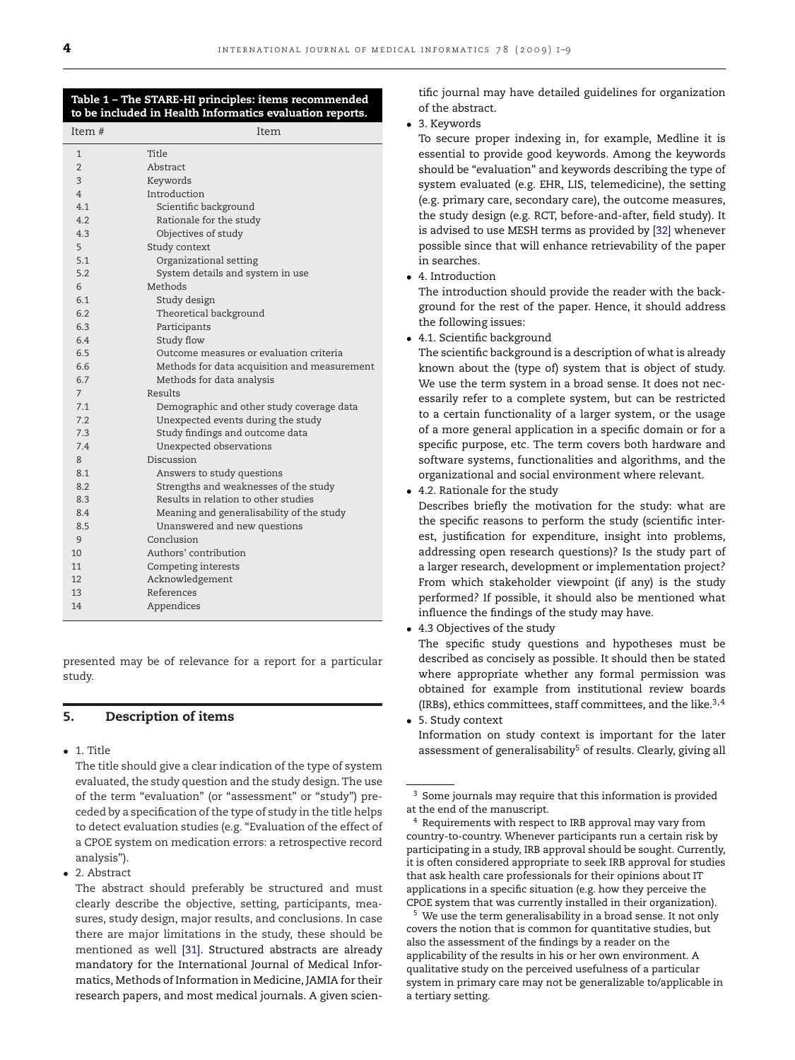**Table 1 – The STARE-HI principles: items recommended to be included in Health Informatics evaluation reports.**

| Item # | Item |
|---|---|
| 1 | Title |
| 2 | Abstract |
| 3 | Keywords |
| 4 | Introduction |
| 4.1 | Scientific background |
| 4.2 | Rationale for the study |
| 4.3 | Objectives of study |
| 5 | Study context |
| 5.1 | Organizational setting |
| 5.2 | System details and system in use |
| 6 | Methods |
| 6.1 | Study design |
| 6.2 | Theoretical background |
| 6.3 | Participants |
| 6.4 | Study flow |
| 6.5 | Outcome measures or evaluation criteria |
| 6.6 | Methods for data acquisition and measurement |
| 6.7 | Methods for data analysis |
| 7 | Results |
| 7.1 | Demographic and other study coverage data |
| 7.2 | Unexpected events during the study |
| 7.3 | Study findings and outcome data |
| 7.4 | Unexpected observations |
| 8 | Discussion |
| 8.1 | Answers to study questions |
| 8.2 | Strengths and weaknesses of the study |
| 8.3 | Results in relation to other studies |
| 8.4 | Meaning and generalisability of the study |
| 8.5 | Unanswered and new questions |
| 9 | Conclusion |
| 10 | Authors' contribution |
| 11 | Competing interests |
| 12 | Acknowledgement |
| 13 | References |
| 14 | Appendices |

presented may be of relevance for a report for a particular study.

## 5. Description of items

- 1. Title

  The title should give a clear indication of the type of system evaluated, the study question and the study design. The use of the term "evaluation" (or "assessment" or "study") preceded by a specification of the type of study in the title helps to detect evaluation studies (e.g. "Evaluation of the effect of a CPOE system on medication errors: a retrospective record analysis").

- 2. Abstract

  The abstract should preferably be structured and must clearly describe the objective, setting, participants, measures, study design, major results, and conclusions. In case there are major limitations in the study, these should be mentioned as well [31]. Structured abstracts are already mandatory for the International Journal of Medical Informatics, Methods of Information in Medicine, JAMIA for their research papers, and most medical journals. A given scientific journal may have detailed guidelines for organization of the abstract.

- 3. Keywords

  To secure proper indexing in, for example, Medline it is essential to provide good keywords. Among the keywords should be "evaluation" and keywords describing the type of system evaluated (e.g. EHR, LIS, telemedicine), the setting (e.g. primary care, secondary care), the outcome measures, the study design (e.g. RCT, before-and-after, field study). It is advised to use MESH terms as provided by [32] whenever possible since that will enhance retrievability of the paper in searches.

- 4. Introduction

  The introduction should provide the reader with the background for the rest of the paper. Hence, it should address the following issues:

- 4.1. Scientific background

  The scientific background is a description of what is already known about the (type of) system that is object of study. We use the term system in a broad sense. It does not necessarily refer to a complete system, but can be restricted to a certain functionality of a larger system, or the usage of a more general application in a specific domain or for a specific purpose, etc. The term covers both hardware and software systems, functionalities and algorithms, and the organizational and social environment where relevant.

- 4.2. Rationale for the study

  Describes briefly the motivation for the study: what are the specific reasons to perform the study (scientific interest, justification for expenditure, insight into problems, addressing open research questions)? Is the study part of a larger research, development or implementation project? From which stakeholder viewpoint (if any) is the study performed? If possible, it should also be mentioned what influence the findings of the study may have.

- 4.3 Objectives of the study

  The specific study questions and hypotheses must be described as concisely as possible. It should then be stated where appropriate whether any formal permission was obtained for example from institutional review boards (IRBs), ethics committees, staff committees, and the like.[3,4]

- 5. Study context

  Information on study context is important for the later assessment of generalisability[5] of results. Clearly, giving all

---

[3] Some journals may require that this information is provided at the end of the manuscript.

[4] Requirements with respect to IRB approval may vary from country-to-country. Whenever participants run a certain risk by participating in a study, IRB approval should be sought. Currently, it is often considered appropriate to seek IRB approval for studies that ask health care professionals for their opinions about IT applications in a specific situation (e.g. how they perceive the CPOE system that was currently installed in their organization).

[5] We use the term generalisability in a broad sense. It not only covers the notion that is common for quantitative studies, but also the assessment of the findings by a reader on the applicability of the results in his or her own environment. A qualitative study on the perceived usefulness of a particular system in primary care may not be generalizable to/applicable in a tertiary setting.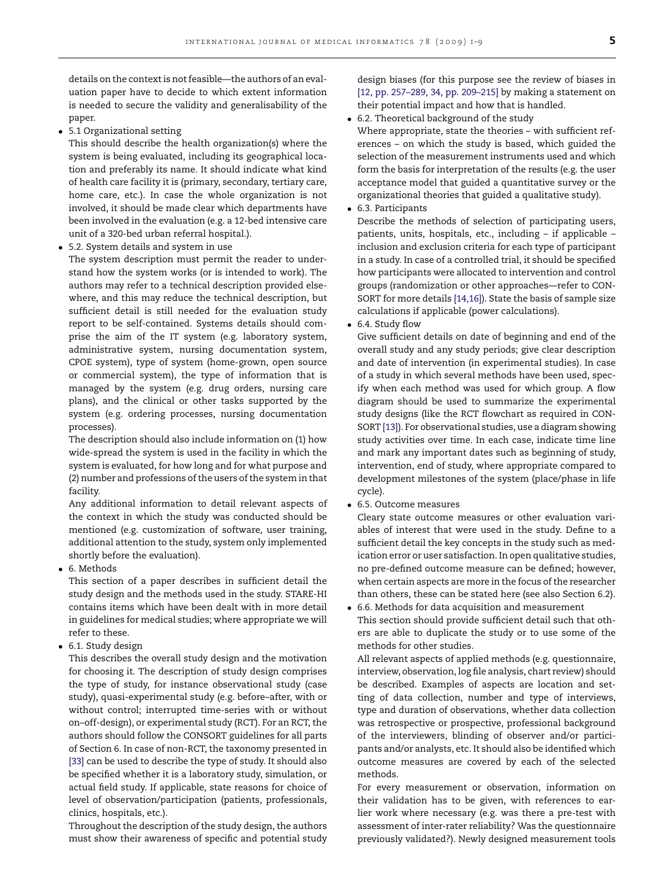details on the context is not feasible—the authors of an evaluation paper have to decide to which extent information is needed to secure the validity and generalisability of the paper.

- 5.1 Organizational setting

  This should describe the health organization(s) where the system is being evaluated, including its geographical location and preferably its name. It should indicate what kind of health care facility it is (primary, secondary, tertiary care, home care, etc.). In case the whole organization is not involved, it should be made clear which departments have been involved in the evaluation (e.g. a 12-bed intensive care unit of a 320-bed urban referral hospital.).

- 5.2. System details and system in use

  The system description must permit the reader to understand how the system works (or is intended to work). The authors may refer to a technical description provided elsewhere, and this may reduce the technical description, but sufficient detail is still needed for the evaluation study report to be self-contained. Systems details should comprise the aim of the IT system (e.g. laboratory system, administrative system, nursing documentation system, CPOE system), type of system (home-grown, open source or commercial system), the type of information that is managed by the system (e.g. drug orders, nursing care plans), and the clinical or other tasks supported by the system (e.g. ordering processes, nursing documentation processes).

  The description should also include information on (1) how wide-spread the system is used in the facility in which the system is evaluated, for how long and for what purpose and (2) number and professions of the users of the system in that facility.

  Any additional information to detail relevant aspects of the context in which the study was conducted should be mentioned (e.g. customization of software, user training, additional attention to the study, system only implemented shortly before the evaluation).

- 6. Methods

  This section of a paper describes in sufficient detail the study design and the methods used in the study. STARE-HI contains items which have been dealt with in more detail in guidelines for medical studies; where appropriate we will refer to these.

- 6.1. Study design

  This describes the overall study design and the motivation for choosing it. The description of study design comprises the type of study, for instance observational study (case study), quasi-experimental study (e.g. before–after, with or without control; interrupted time-series with or without on–off-design), or experimental study (RCT). For an RCT, the authors should follow the CONSORT guidelines for all parts of Section 6. In case of non-RCT, the taxonomy presented in [33] can be used to describe the type of study. It should also be specified whether it is a laboratory study, simulation, or actual field study. If applicable, state reasons for choice of level of observation/participation (patients, professionals, clinics, hospitals, etc.).

  Throughout the description of the study design, the authors must show their awareness of specific and potential study design biases (for this purpose see the review of biases in [12, pp. 257–289, 34, pp. 209–215] by making a statement on their potential impact and how that is handled.

- 6.2. Theoretical background of the study

  Where appropriate, state the theories – with sufficient references – on which the study is based, which guided the selection of the measurement instruments used and which form the basis for interpretation of the results (e.g. the user acceptance model that guided a quantitative survey or the organizational theories that guided a qualitative study).

- 6.3. Participants

  Describe the methods of selection of participating users, patients, units, hospitals, etc., including – if applicable – inclusion and exclusion criteria for each type of participant in a study. In case of a controlled trial, it should be specified how participants were allocated to intervention and control groups (randomization or other approaches—refer to CONSORT for more details [14,16]). State the basis of sample size calculations if applicable (power calculations).

- 6.4. Study flow

  Give sufficient details on date of beginning and end of the overall study and any study periods; give clear description and date of intervention (in experimental studies). In case of a study in which several methods have been used, specify when each method was used for which group. A flow diagram should be used to summarize the experimental study designs (like the RCT flowchart as required in CONSORT [13]). For observational studies, use a diagram showing study activities over time. In each case, indicate time line and mark any important dates such as beginning of study, intervention, end of study, where appropriate compared to development milestones of the system (place/phase in life cycle).

- 6.5. Outcome measures

  Cleary state outcome measures or other evaluation variables of interest that were used in the study. Define to a sufficient detail the key concepts in the study such as medication error or user satisfaction. In open qualitative studies, no pre-defined outcome measure can be defined; however, when certain aspects are more in the focus of the researcher than others, these can be stated here (see also Section 6.2).

- 6.6. Methods for data acquisition and measurement

  This section should provide sufficient detail such that others are able to duplicate the study or to use some of the methods for other studies.

  All relevant aspects of applied methods (e.g. questionnaire, interview, observation, log file analysis, chart review) should be described. Examples of aspects are location and setting of data collection, number and type of interviews, type and duration of observations, whether data collection was retrospective or prospective, professional background of the interviewers, blinding of observer and/or participants and/or analysts, etc. It should also be identified which outcome measures are covered by each of the selected methods.

  For every measurement or observation, information on their validation has to be given, with references to earlier work where necessary (e.g. was there a pre-test with assessment of inter-rater reliability? Was the questionnaire previously validated?). Newly designed measurement tools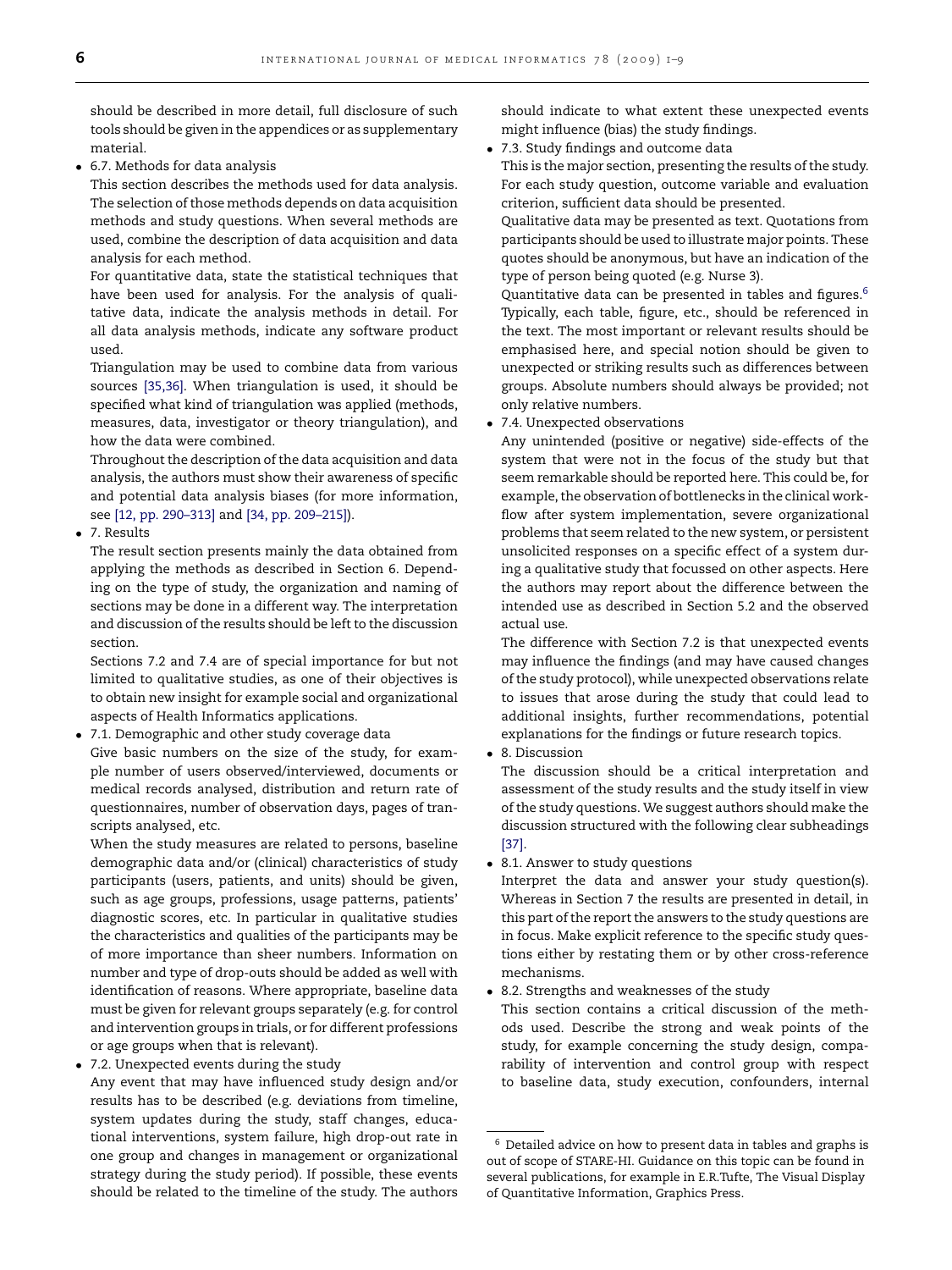should be described in more detail, full disclosure of such tools should be given in the appendices or as supplementary material.

- 6.7. Methods for data analysis

  This section describes the methods used for data analysis. The selection of those methods depends on data acquisition methods and study questions. When several methods are used, combine the description of data acquisition and data analysis for each method.

  For quantitative data, state the statistical techniques that have been used for analysis. For the analysis of qualitative data, indicate the analysis methods in detail. For all data analysis methods, indicate any software product used.

  Triangulation may be used to combine data from various sources [35,36]. When triangulation is used, it should be specified what kind of triangulation was applied (methods, measures, data, investigator or theory triangulation), and how the data were combined.

  Throughout the description of the data acquisition and data analysis, the authors must show their awareness of specific and potential data analysis biases (for more information, see [12, pp. 290–313] and [34, pp. 209–215]).

- 7. Results

  The result section presents mainly the data obtained from applying the methods as described in Section 6. Depending on the type of study, the organization and naming of sections may be done in a different way. The interpretation and discussion of the results should be left to the discussion section.

  Sections 7.2 and 7.4 are of special importance for but not limited to qualitative studies, as one of their objectives is to obtain new insight for example social and organizational aspects of Health Informatics applications.

- 7.1. Demographic and other study coverage data

  Give basic numbers on the size of the study, for example number of users observed/interviewed, documents or medical records analysed, distribution and return rate of questionnaires, number of observation days, pages of transcripts analysed, etc.

  When the study measures are related to persons, baseline demographic data and/or (clinical) characteristics of study participants (users, patients, and units) should be given, such as age groups, professions, usage patterns, patients' diagnostic scores, etc. In particular in qualitative studies the characteristics and qualities of the participants may be of more importance than sheer numbers. Information on number and type of drop-outs should be added as well with identification of reasons. Where appropriate, baseline data must be given for relevant groups separately (e.g. for control and intervention groups in trials, or for different professions or age groups when that is relevant).

- 7.2. Unexpected events during the study

  Any event that may have influenced study design and/or results has to be described (e.g. deviations from timeline, system updates during the study, staff changes, educational interventions, system failure, high drop-out rate in one group and changes in management or organizational strategy during the study period). If possible, these events should be related to the timeline of the study. The authors should indicate to what extent these unexpected events might influence (bias) the study findings.

- 7.3. Study findings and outcome data

  This is the major section, presenting the results of the study. For each study question, outcome variable and evaluation criterion, sufficient data should be presented.

  Qualitative data may be presented as text. Quotations from participants should be used to illustrate major points. These quotes should be anonymous, but have an indication of the type of person being quoted (e.g. Nurse 3).

  Quantitative data can be presented in tables and figures.[6] Typically, each table, figure, etc., should be referenced in the text. The most important or relevant results should be emphasised here, and special notion should be given to unexpected or striking results such as differences between groups. Absolute numbers should always be provided; not only relative numbers.

- 7.4. Unexpected observations

  Any unintended (positive or negative) side-effects of the system that were not in the focus of the study but that seem remarkable should be reported here. This could be, for example, the observation of bottlenecks in the clinical workflow after system implementation, severe organizational problems that seem related to the new system, or persistent unsolicited responses on a specific effect of a system during a qualitative study that focussed on other aspects. Here the authors may report about the difference between the intended use as described in Section 5.2 and the observed actual use.

  The difference with Section 7.2 is that unexpected events may influence the findings (and may have caused changes of the study protocol), while unexpected observations relate to issues that arose during the study that could lead to additional insights, further recommendations, potential explanations for the findings or future research topics.

- 8. Discussion

  The discussion should be a critical interpretation and assessment of the study results and the study itself in view of the study questions. We suggest authors should make the discussion structured with the following clear subheadings [37].

- 8.1. Answer to study questions

  Interpret the data and answer your study question(s). Whereas in Section 7 the results are presented in detail, in this part of the report the answers to the study questions are in focus. Make explicit reference to the specific study questions either by restating them or by other cross-reference mechanisms.

- 8.2. Strengths and weaknesses of the study

  This section contains a critical discussion of the methods used. Describe the strong and weak points of the study, for example concerning the study design, comparability of intervention and control group with respect to baseline data, study execution, confounders, internal

[6] Detailed advice on how to present data in tables and graphs is out of scope of STARE-HI. Guidance on this topic can be found in several publications, for example in E.R.Tufte, The Visual Display of Quantitative Information, Graphics Press.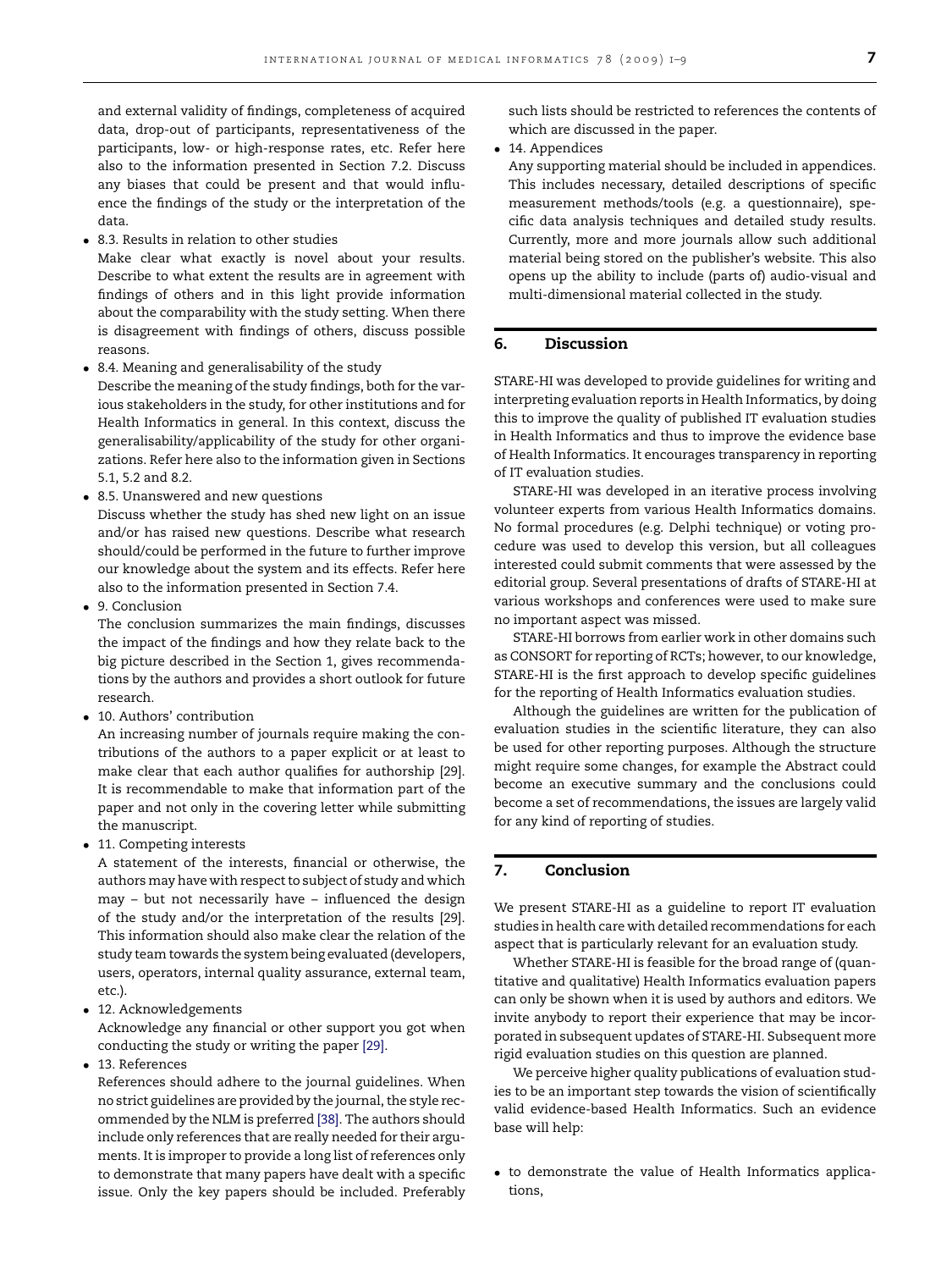and external validity of findings, completeness of acquired data, drop-out of participants, representativeness of the participants, low- or high-response rates, etc. Refer here also to the information presented in Section 7.2. Discuss any biases that could be present and that would influence the findings of the study or the interpretation of the data.

- 8.3. Results in relation to other studies
  Make clear what exactly is novel about your results. Describe to what extent the results are in agreement with findings of others and in this light provide information about the comparability with the study setting. When there is disagreement with findings of others, discuss possible reasons.
- 8.4. Meaning and generalisability of the study
  Describe the meaning of the study findings, both for the various stakeholders in the study, for other institutions and for Health Informatics in general. In this context, discuss the generalisability/applicability of the study for other organizations. Refer here also to the information given in Sections 5.1, 5.2 and 8.2.
- 8.5. Unanswered and new questions
  Discuss whether the study has shed new light on an issue and/or has raised new questions. Describe what research should/could be performed in the future to further improve our knowledge about the system and its effects. Refer here also to the information presented in Section 7.4.
- 9. Conclusion
  The conclusion summarizes the main findings, discusses the impact of the findings and how they relate back to the big picture described in the Section 1, gives recommendations by the authors and provides a short outlook for future research.
- 10. Authors' contribution
  An increasing number of journals require making the contributions of the authors to a paper explicit or at least to make clear that each author qualifies for authorship [29]. It is recommendable to make that information part of the paper and not only in the covering letter while submitting the manuscript.
- 11. Competing interests
  A statement of the interests, financial or otherwise, the authors may have with respect to subject of study and which may – but not necessarily have – influenced the design of the study and/or the interpretation of the results [29]. This information should also make clear the relation of the study team towards the system being evaluated (developers, users, operators, internal quality assurance, external team, etc.).
- 12. Acknowledgements
  Acknowledge any financial or other support you got when conducting the study or writing the paper [29].
- 13. References
  References should adhere to the journal guidelines. When no strict guidelines are provided by the journal, the style recommended by the NLM is preferred [38]. The authors should include only references that are really needed for their arguments. It is improper to provide a long list of references only to demonstrate that many papers have dealt with a specific issue. Only the key papers should be included. Preferably such lists should be restricted to references the contents of which are discussed in the paper.
- 14. Appendices
  Any supporting material should be included in appendices. This includes necessary, detailed descriptions of specific measurement methods/tools (e.g. a questionnaire), specific data analysis techniques and detailed study results. Currently, more and more journals allow such additional material being stored on the publisher's website. This also opens up the ability to include (parts of) audio-visual and multi-dimensional material collected in the study.

## 6. Discussion

STARE-HI was developed to provide guidelines for writing and interpreting evaluation reports in Health Informatics, by doing this to improve the quality of published IT evaluation studies in Health Informatics and thus to improve the evidence base of Health Informatics. It encourages transparency in reporting of IT evaluation studies.

STARE-HI was developed in an iterative process involving volunteer experts from various Health Informatics domains. No formal procedures (e.g. Delphi technique) or voting procedure was used to develop this version, but all colleagues interested could submit comments that were assessed by the editorial group. Several presentations of drafts of STARE-HI at various workshops and conferences were used to make sure no important aspect was missed.

STARE-HI borrows from earlier work in other domains such as CONSORT for reporting of RCTs; however, to our knowledge, STARE-HI is the first approach to develop specific guidelines for the reporting of Health Informatics evaluation studies.

Although the guidelines are written for the publication of evaluation studies in the scientific literature, they can also be used for other reporting purposes. Although the structure might require some changes, for example the Abstract could become an executive summary and the conclusions could become a set of recommendations, the issues are largely valid for any kind of reporting of studies.

## 7. Conclusion

We present STARE-HI as a guideline to report IT evaluation studies in health care with detailed recommendations for each aspect that is particularly relevant for an evaluation study.

Whether STARE-HI is feasible for the broad range of (quantitative and qualitative) Health Informatics evaluation papers can only be shown when it is used by authors and editors. We invite anybody to report their experience that may be incorporated in subsequent updates of STARE-HI. Subsequent more rigid evaluation studies on this question are planned.

We perceive higher quality publications of evaluation studies to be an important step towards the vision of scientifically valid evidence-based Health Informatics. Such an evidence base will help:

- to demonstrate the value of Health Informatics applications,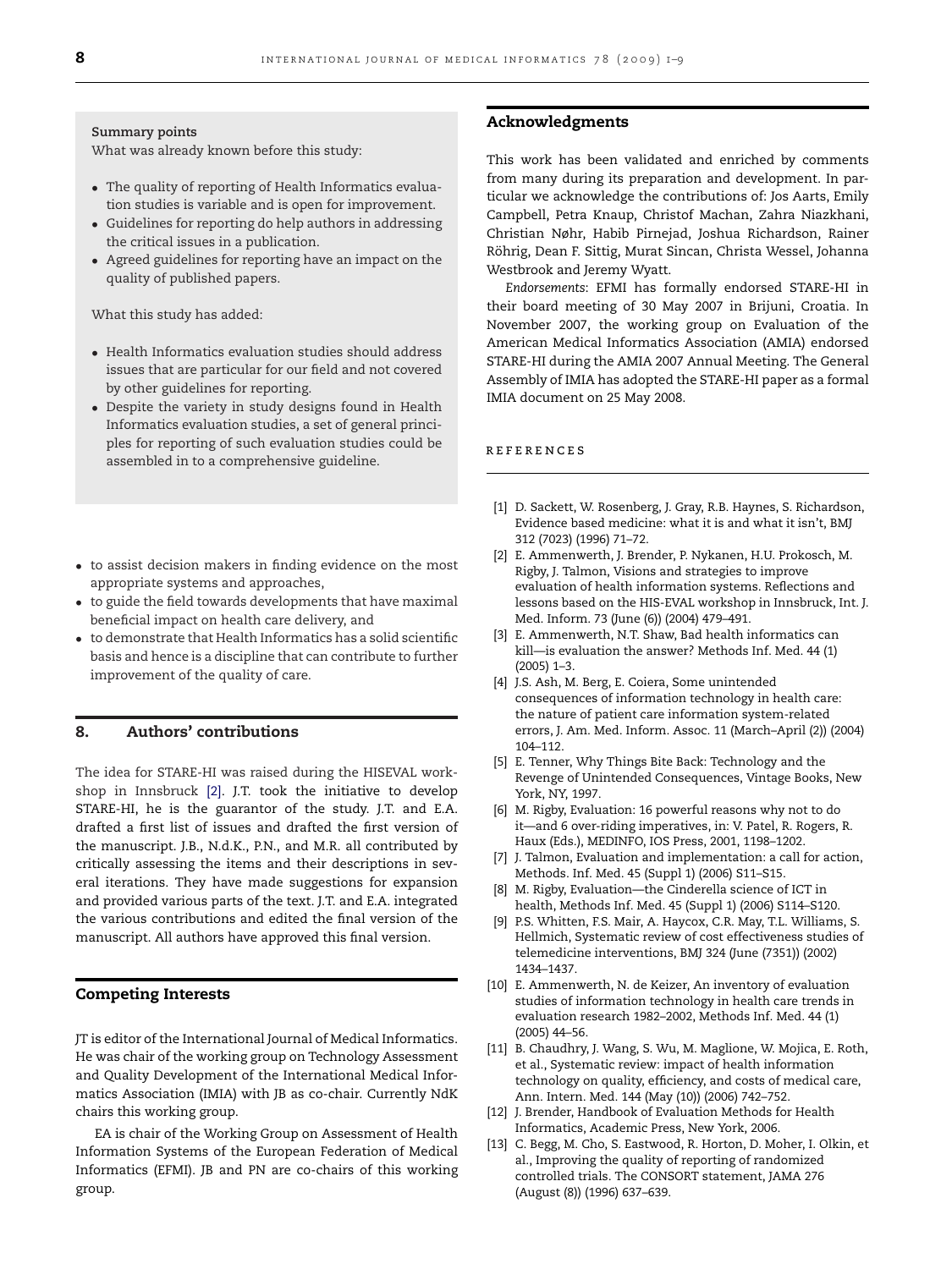**Summary points**

What was already known before this study:

- The quality of reporting of Health Informatics evaluation studies is variable and is open for improvement.
- Guidelines for reporting do help authors in addressing the critical issues in a publication.
- Agreed guidelines for reporting have an impact on the quality of published papers.

What this study has added:

- Health Informatics evaluation studies should address issues that are particular for our field and not covered by other guidelines for reporting.
- Despite the variety in study designs found in Health Informatics evaluation studies, a set of general principles for reporting of such evaluation studies could be assembled in to a comprehensive guideline.

- to assist decision makers in finding evidence on the most appropriate systems and approaches,
- to guide the field towards developments that have maximal beneficial impact on health care delivery, and
- to demonstrate that Health Informatics has a solid scientific basis and hence is a discipline that can contribute to further improvement of the quality of care.

## 8. Authors' contributions

The idea for STARE-HI was raised during the HISEVAL workshop in Innsbruck [2]. J.T. took the initiative to develop STARE-HI, he is the guarantor of the study. J.T. and E.A. drafted a first list of issues and drafted the first version of the manuscript. J.B., N.d.K., P.N., and M.R. all contributed by critically assessing the items and their descriptions in several iterations. They have made suggestions for expansion and provided various parts of the text. J.T. and E.A. integrated the various contributions and edited the final version of the manuscript. All authors have approved this final version.

## Competing Interests

JT is editor of the International Journal of Medical Informatics. He was chair of the working group on Technology Assessment and Quality Development of the International Medical Informatics Association (IMIA) with JB as co-chair. Currently NdK chairs this working group.

EA is chair of the Working Group on Assessment of Health Information Systems of the European Federation of Medical Informatics (EFMI). JB and PN are co-chairs of this working group.

## Acknowledgments

This work has been validated and enriched by comments from many during its preparation and development. In particular we acknowledge the contributions of: Jos Aarts, Emily Campbell, Petra Knaup, Christof Machan, Zahra Niazkhani, Christian Nøhr, Habib Pirnejad, Joshua Richardson, Rainer Röhrig, Dean F. Sittig, Murat Sincan, Christa Wessel, Johanna Westbrook and Jeremy Wyatt.

*Endorsements*: EFMI has formally endorsed STARE-HI in their board meeting of 30 May 2007 in Brijuni, Croatia. In November 2007, the working group on Evaluation of the American Medical Informatics Association (AMIA) endorsed STARE-HI during the AMIA 2007 Annual Meeting. The General Assembly of IMIA has adopted the STARE-HI paper as a formal IMIA document on 25 May 2008.

## REFERENCES

[1] D. Sackett, W. Rosenberg, J. Gray, R.B. Haynes, S. Richardson, Evidence based medicine: what it is and what it isn't, BMJ 312 (7023) (1996) 71–72.

[2] E. Ammenwerth, J. Brender, P. Nykanen, H.U. Prokosch, M. Rigby, J. Talmon, Visions and strategies to improve evaluation of health information systems. Reflections and lessons based on the HIS-EVAL workshop in Innsbruck, Int. J. Med. Inform. 73 (June (6)) (2004) 479–491.

[3] E. Ammenwerth, N.T. Shaw, Bad health informatics can kill—is evaluation the answer? Methods Inf. Med. 44 (1) (2005) 1–3.

[4] J.S. Ash, M. Berg, E. Coiera, Some unintended consequences of information technology in health care: the nature of patient care information system-related errors, J. Am. Med. Inform. Assoc. 11 (March–April (2)) (2004) 104–112.

[5] E. Tenner, Why Things Bite Back: Technology and the Revenge of Unintended Consequences, Vintage Books, New York, NY, 1997.

[6] M. Rigby, Evaluation: 16 powerful reasons why not to do it—and 6 over-riding imperatives, in: V. Patel, R. Rogers, R. Haux (Eds.), MEDINFO, IOS Press, 2001, 1198–1202.

[7] J. Talmon, Evaluation and implementation: a call for action, Methods. Inf. Med. 45 (Suppl 1) (2006) S11–S15.

[8] M. Rigby, Evaluation—the Cinderella science of ICT in health, Methods Inf. Med. 45 (Suppl 1) (2006) S114–S120.

[9] P.S. Whitten, F.S. Mair, A. Haycox, C.R. May, T.L. Williams, S. Hellmich, Systematic review of cost effectiveness studies of telemedicine interventions, BMJ 324 (June (7351)) (2002) 1434–1437.

[10] E. Ammenwerth, N. de Keizer, An inventory of evaluation studies of information technology in health care trends in evaluation research 1982–2002, Methods Inf. Med. 44 (1) (2005) 44–56.

[11] B. Chaudhry, J. Wang, S. Wu, M. Maglione, W. Mojica, E. Roth, et al., Systematic review: impact of health information technology on quality, efficiency, and costs of medical care, Ann. Intern. Med. 144 (May (10)) (2006) 742–752.

[12] J. Brender, Handbook of Evaluation Methods for Health Informatics, Academic Press, New York, 2006.

[13] C. Begg, M. Cho, S. Eastwood, R. Horton, D. Moher, I. Olkin, et al., Improving the quality of reporting of randomized controlled trials. The CONSORT statement, JAMA 276 (August (8)) (1996) 637–639.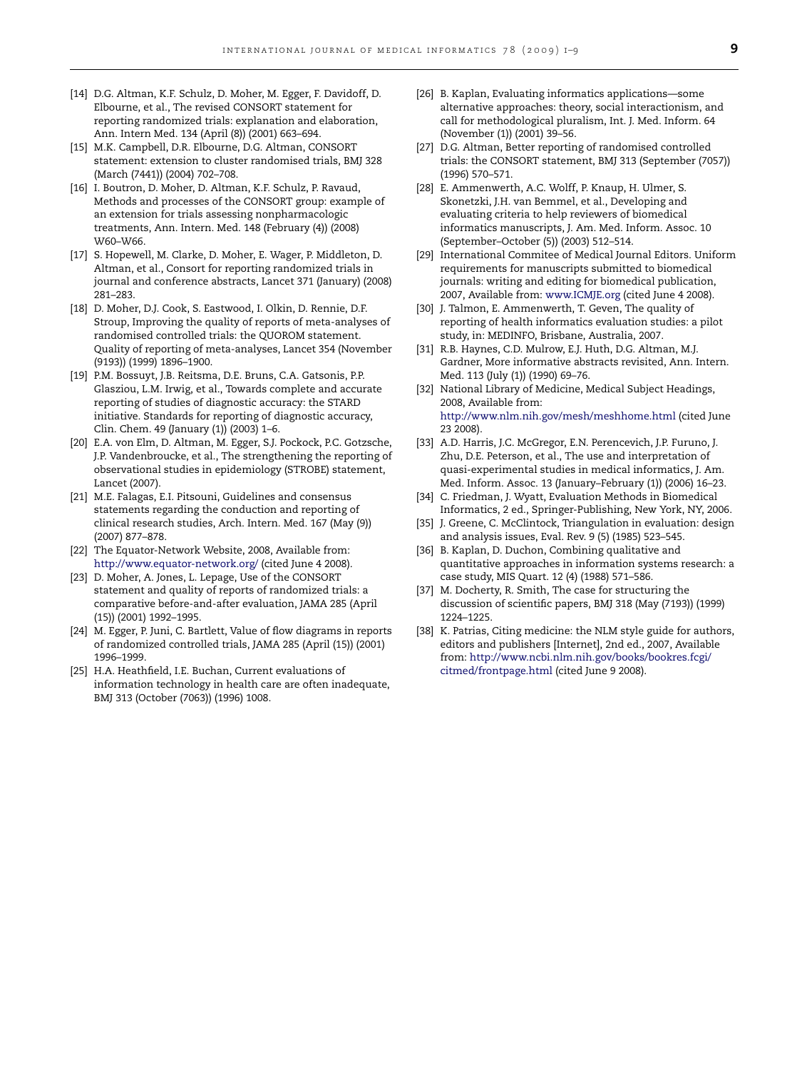[14] D.G. Altman, K.F. Schulz, D. Moher, M. Egger, F. Davidoff, D. Elbourne, et al., The revised CONSORT statement for reporting randomized trials: explanation and elaboration, Ann. Intern Med. 134 (April (8)) (2001) 663–694.

[15] M.K. Campbell, D.R. Elbourne, D.G. Altman, CONSORT statement: extension to cluster randomised trials, BMJ 328 (March (7441)) (2004) 702–708.

[16] I. Boutron, D. Moher, D. Altman, K.F. Schulz, P. Ravaud, Methods and processes of the CONSORT group: example of an extension for trials assessing nonpharmacologic treatments, Ann. Intern. Med. 148 (February (4)) (2008) W60–W66.

[17] S. Hopewell, M. Clarke, D. Moher, E. Wager, P. Middleton, D. Altman, et al., Consort for reporting randomized trials in journal and conference abstracts, Lancet 371 (January) (2008) 281–283.

[18] D. Moher, D.J. Cook, S. Eastwood, I. Olkin, D. Rennie, D.F. Stroup, Improving the quality of reports of meta-analyses of randomised controlled trials: the QUOROM statement. Quality of reporting of meta-analyses, Lancet 354 (November (9193)) (1999) 1896–1900.

[19] P.M. Bossuyt, J.B. Reitsma, D.E. Bruns, C.A. Gatsonis, P.P. Glasziou, L.M. Irwig, et al., Towards complete and accurate reporting of studies of diagnostic accuracy: the STARD initiative. Standards for reporting of diagnostic accuracy, Clin. Chem. 49 (January (1)) (2003) 1–6.

[20] E.A. von Elm, D. Altman, M. Egger, S.J. Pockock, P.C. Gotzsche, J.P. Vandenbroucke, et al., The strengthening the reporting of observational studies in epidemiology (STROBE) statement, Lancet (2007).

[21] M.E. Falagas, E.I. Pitsouni, Guidelines and consensus statements regarding the conduction and reporting of clinical research studies, Arch. Intern. Med. 167 (May (9)) (2007) 877–878.

[22] The Equator-Network Website, 2008, Available from: http://www.equator-network.org/ (cited June 4 2008).

[23] D. Moher, A. Jones, L. Lepage, Use of the CONSORT statement and quality of reports of randomized trials: a comparative before-and-after evaluation, JAMA 285 (April (15)) (2001) 1992–1995.

[24] M. Egger, P. Juni, C. Bartlett, Value of flow diagrams in reports of randomized controlled trials, JAMA 285 (April (15)) (2001) 1996–1999.

[25] H.A. Heathfield, I.E. Buchan, Current evaluations of information technology in health care are often inadequate, BMJ 313 (October (7063)) (1996) 1008.

[26] B. Kaplan, Evaluating informatics applications—some alternative approaches: theory, social interactionism, and call for methodological pluralism, Int. J. Med. Inform. 64 (November (1)) (2001) 39–56.

[27] D.G. Altman, Better reporting of randomised controlled trials: the CONSORT statement, BMJ 313 (September (7057)) (1996) 570–571.

[28] E. Ammenwerth, A.C. Wolff, P. Knaup, H. Ulmer, S. Skonetzki, J.H. van Bemmel, et al., Developing and evaluating criteria to help reviewers of biomedical informatics manuscripts, J. Am. Med. Inform. Assoc. 10 (September–October (5)) (2003) 512–514.

[29] International Commitee of Medical Journal Editors. Uniform requirements for manuscripts submitted to biomedical journals: writing and editing for biomedical publication, 2007, Available from: www.ICMJE.org (cited June 4 2008).

[30] J. Talmon, E. Ammenwerth, T. Geven, The quality of reporting of health informatics evaluation studies: a pilot study, in: MEDINFO, Brisbane, Australia, 2007.

[31] R.B. Haynes, C.D. Mulrow, E.J. Huth, D.G. Altman, M.J. Gardner, More informative abstracts revisited, Ann. Intern. Med. 113 (July (1)) (1990) 69–76.

[32] National Library of Medicine, Medical Subject Headings, 2008, Available from: http://www.nlm.nih.gov/mesh/meshhome.html (cited June 23 2008).

[33] A.D. Harris, J.C. McGregor, E.N. Perencevich, J.P. Furuno, J. Zhu, D.E. Peterson, et al., The use and interpretation of quasi-experimental studies in medical informatics, J. Am. Med. Inform. Assoc. 13 (January–February (1)) (2006) 16–23.

[34] C. Friedman, J. Wyatt, Evaluation Methods in Biomedical Informatics, 2 ed., Springer-Publishing, New York, NY, 2006.

[35] J. Greene, C. McClintock, Triangulation in evaluation: design and analysis issues, Eval. Rev. 9 (5) (1985) 523–545.

[36] B. Kaplan, D. Duchon, Combining qualitative and quantitative approaches in information systems research: a case study, MIS Quart. 12 (4) (1988) 571–586.

[37] M. Docherty, R. Smith, The case for structuring the discussion of scientific papers, BMJ 318 (May (7193)) (1999) 1224–1225.

[38] K. Patrias, Citing medicine: the NLM style guide for authors, editors and publishers [Internet], 2nd ed., 2007, Available from: http://www.ncbi.nlm.nih.gov/books/bookres.fcgi/citmed/frontpage.html (cited June 9 2008).